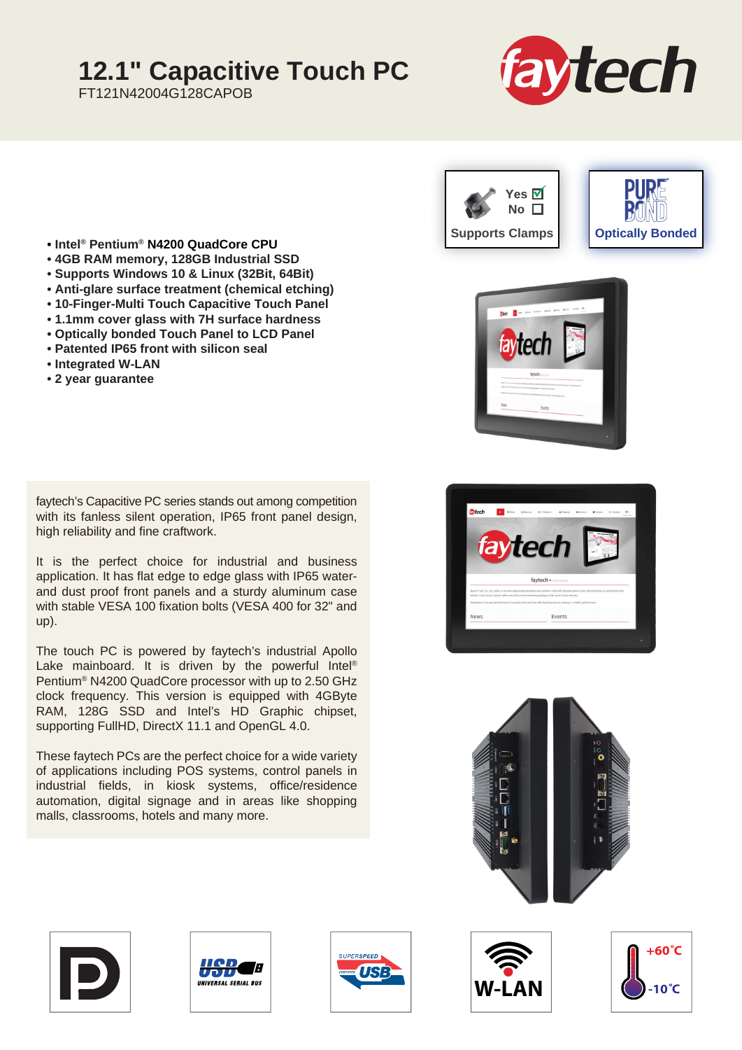# 12.1" Capacitive Touch PC

FT121N42004G128CAPOB

Yes ☑
No ☐
Supports Clamps

Optically Bonded

- Intel® Pentium® N4200 QuadCore CPU
- 4GB RAM memory, 128GB Industrial SSD
- Supports Windows 10 & Linux (32Bit, 64Bit)
- Anti-glare surface treatment (chemical etching)
- 10-Finger-Multi Touch Capacitive Touch Panel
- 1.1mm cover glass with 7H surface hardness
- Optically bonded Touch Panel to LCD Panel
- Patented IP65 front with silicon seal
- Integrated W-LAN
- 2 year guarantee

faytech's Capacitive PC series stands out among competition with its fanless silent operation, IP65 front panel design, high reliability and fine craftwork.

It is the perfect choice for industrial and business application. It has flat edge to edge glass with IP65 water- and dust proof front panels and a sturdy aluminum case with stable VESA 100 fixation bolts (VESA 400 for 32" and up).

The touch PC is powered by faytech's industrial Apollo Lake mainboard. It is driven by the powerful Intel® Pentium® N4200 QuadCore processor with up to 2.50 GHz clock frequency. This version is equipped with 4GByte RAM, 128G SSD and Intel's HD Graphic chipset, supporting FullHD, DirectX 11.1 and OpenGL 4.0.

These faytech PCs are the perfect choice for a wide variety of applications including POS systems, control panels in industrial fields, in kiosk systems, office/residence automation, digital signage and in areas like shopping malls, classrooms, hotels and many more.

W-LAN

+60°C
-10°C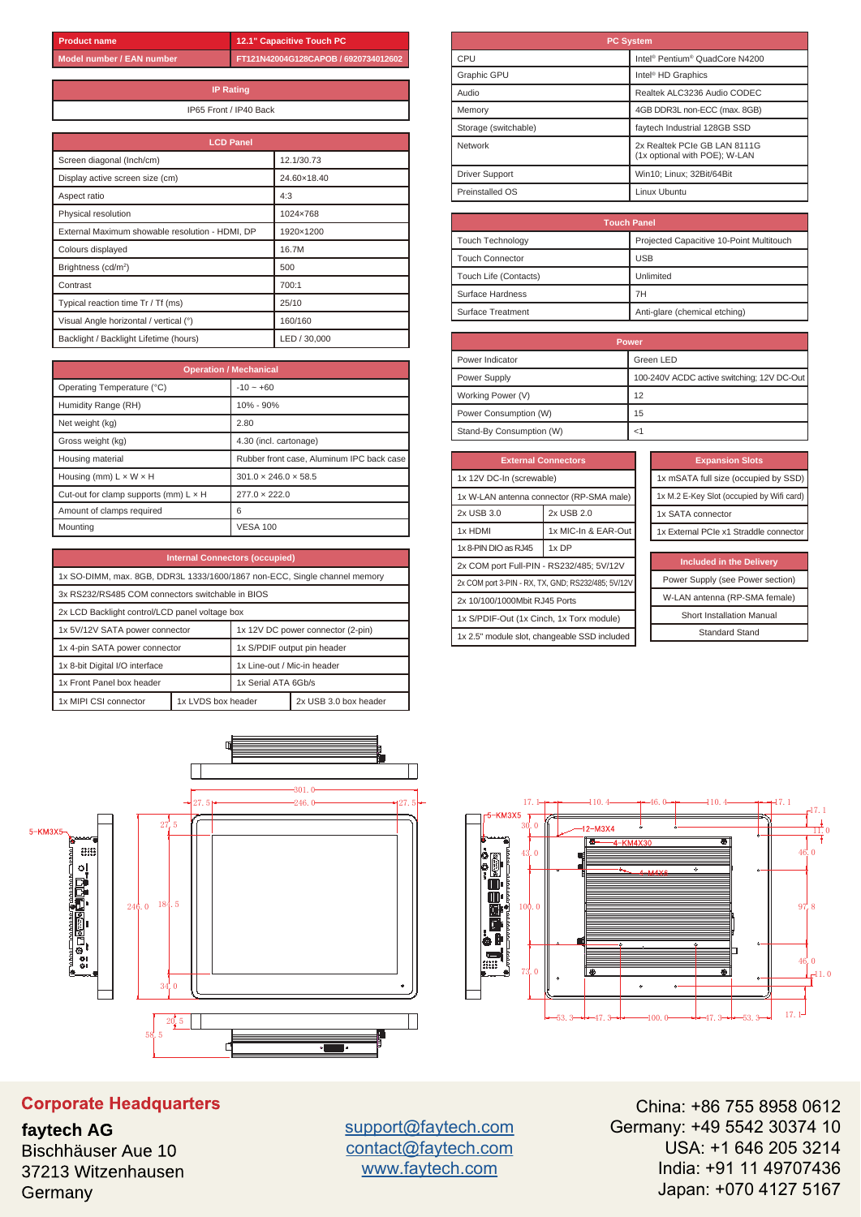| | |
|---|---|
| Product name | 12.1" Capacitive Touch PC |
| Model number / EAN number | FT121N42004G128CAPOB / 6920734012602 |

| IP Rating |
|---|
| IP65 Front / IP40 Back |

| LCD Panel | |
|---|---|
| Screen diagonal (Inch/cm) | 12.1/30.73 |
| Display active screen size (cm) | 24.60×18.40 |
| Aspect ratio | 4:3 |
| Physical resolution | 1024×768 |
| External Maximum showable resolution - HDMI, DP | 1920×1200 |
| Colours displayed | 16.7M |
| Brightness (cd/m²) | 500 |
| Contrast | 700:1 |
| Typical reaction time Tr / Tf (ms) | 25/10 |
| Visual Angle horizontal / vertical (°) | 160/160 |
| Backlight / Backlight Lifetime (hours) | LED / 30,000 |

| Operation / Mechanical | |
|---|---|
| Operating Temperature (°C) | -10 ~ +60 |
| Humidity Range (RH) | 10% - 90% |
| Net weight (kg) | 2.80 |
| Gross weight (kg) | 4.30 (incl. cartonage) |
| Housing material | Rubber front case, Aluminum IPC back case |
| Housing (mm) L × W × H | 301.0 × 246.0 × 58.5 |
| Cut-out for clamp supports (mm) L × H | 277.0 × 222.0 |
| Amount of clamps required | 6 |
| Mounting | VESA 100 |

| Internal Connectors (occupied) | | |
|---|---|---|
| 1x SO-DIMM, max. 8GB, DDR3L 1333/1600/1867 non-ECC, Single channel memory | | |
| 3x RS232/RS485 COM connectors switchable in BIOS | | |
| 2x LCD Backlight control/LCD panel voltage box | | |
| 1x 5V/12V SATA power connector | 1x 12V DC power connector (2-pin) | |
| 1x 4-pin SATA power connector | 1x S/PDIF output pin header | |
| 1x 8-bit Digital I/O interface | 1x Line-out / Mic-in header | |
| 1x Front Panel box header | 1x Serial ATA 6Gb/s | |
| 1x MIPI CSI connector | 1x LVDS box header | 2x USB 3.0 box header |

| PC System | |
|---|---|
| CPU | Intel® Pentium® QuadCore N4200 |
| Graphic GPU | Intel® HD Graphics |
| Audio | Realtek ALC3236 Audio CODEC |
| Memory | 4GB DDR3L non-ECC (max. 8GB) |
| Storage (switchable) | faytech Industrial 128GB SSD |
| Network | 2x Realtek PCIe GB LAN 8111G (1x optional with POE); W-LAN |
| Driver Support | Win10; Linux; 32Bit/64Bit |
| Preinstalled OS | Linux Ubuntu |

| Touch Panel | |
|---|---|
| Touch Technology | Projected Capacitive 10-Point Multitouch |
| Touch Connector | USB |
| Touch Life (Contacts) | Unlimited |
| Surface Hardness | 7H |
| Surface Treatment | Anti-glare (chemical etching) |

| Power | |
|---|---|
| Power Indicator | Green LED |
| Power Supply | 100-240V ACDC active switching; 12V DC-Out |
| Working Power (V) | 12 |
| Power Consumption (W) | 15 |
| Stand-By Consumption (W) | <1 |

| External Connectors | |
|---|---|
| 1x 12V DC-In (screwable) | |
| 1x W-LAN antenna connector (RP-SMA male) | |
| 2x USB 3.0 | 2x USB 2.0 |
| 1x HDMI | 1x MIC-In & EAR-Out |
| 1x 8-PIN DIO as RJ45 | 1x DP |
| 2x COM port Full-PIN - RS232/485; 5V/12V | |
| 2x COM port 3-PIN - RX, TX, GND; RS232/485; 5V/12V | |
| 2x 10/100/1000Mbit RJ45 Ports | |
| 1x S/PDIF-Out (1x Cinch, 1x Torx module) | |
| 1x 2.5" module slot, changeable SSD included | |

| Expansion Slots |
|---|
| 1x mSATA full size (occupied by SSD) |
| 1x M.2 E-Key Slot (occupied by Wifi card) |
| 1x SATA connector |
| 1x External PCIe x1 Straddle connector |

| Included in the Delivery |
|---|
| Power Supply (see Power section) |
| W-LAN antenna (RP-SMA female) |
| Short Installation Manual |
| Standard Stand |

5-KM3X5
301.0
246.0
27.5
27.5
27.5
240.0
184.5
34.0
20.5
58.5

5-KM3X5
12-M3X4
4-KM4X30
4-M4X6
17.1
110.4
46.0
110.4
17.1
17.1
11.0
30.0
43.0
100.0
73.0
46.0
97.8
46.0
11.0
53.3
47.3
100.0
47.3
53.3
17.1

## Corporate Headquarters

**faytech AG**
Bischhäuser Aue 10
37213 Witzenhausen
Germany

support@faytech.com
contact@faytech.com
www.faytech.com

China: +86 755 8958 0612
Germany: +49 5542 30374 10
USA: +1 646 205 3214
India: +91 11 49707436
Japan: +070 4127 5167